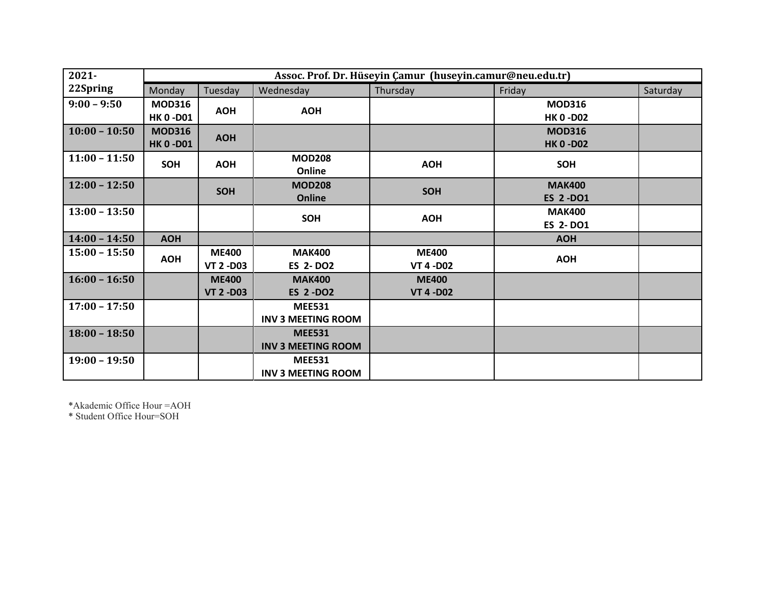| 2021-22Spring | Assoc. Prof. Dr. Hüseyin Çamur (huseyin.camur@neu.edu.tr) | | | | | |
|---|---|---|---|---|---|---|
| | Monday | Tuesday | Wednesday | Thursday | Friday | Saturday |
| 9:00 – 9:50 | **MOD316 HK 0 -D01** | **AOH** | **AOH** | | **MOD316 HK 0 -D02** | |
| 10:00 – 10:50 | **MOD316 HK 0 -D01** | **AOH** | | | **MOD316 HK 0 -D02** | |
| 11:00 – 11:50 | **SOH** | **AOH** | **MOD208 Online** | **AOH** | **SOH** | |
| 12:00 – 12:50 | | **SOH** | **MOD208 Online** | **SOH** | **MAK400 ES 2 -DO1** | |
| 13:00 – 13:50 | | | **SOH** | **AOH** | **MAK400 ES 2- DO1** | |
| 14:00 – 14:50 | **AOH** | | | | **AOH** | |
| 15:00 – 15:50 | **AOH** | **ME400 VT 2 -D03** | **MAK400 ES 2- DO2** | **ME400 VT 4 -D02** | **AOH** | |
| 16:00 – 16:50 | | **ME400 VT 2 -D03** | **MAK400 ES 2 -DO2** | **ME400 VT 4 -D02** | | |
| 17:00 – 17:50 | | | **MEE531 INV 3 MEETING ROOM** | | | |
| 18:00 – 18:50 | | | **MEE531 INV 3 MEETING ROOM** | | | |
| 19:00 – 19:50 | | | **MEE531 INV 3 MEETING ROOM** | | | |

*Akademic Office Hour =AOH
* Student Office Hour=SOH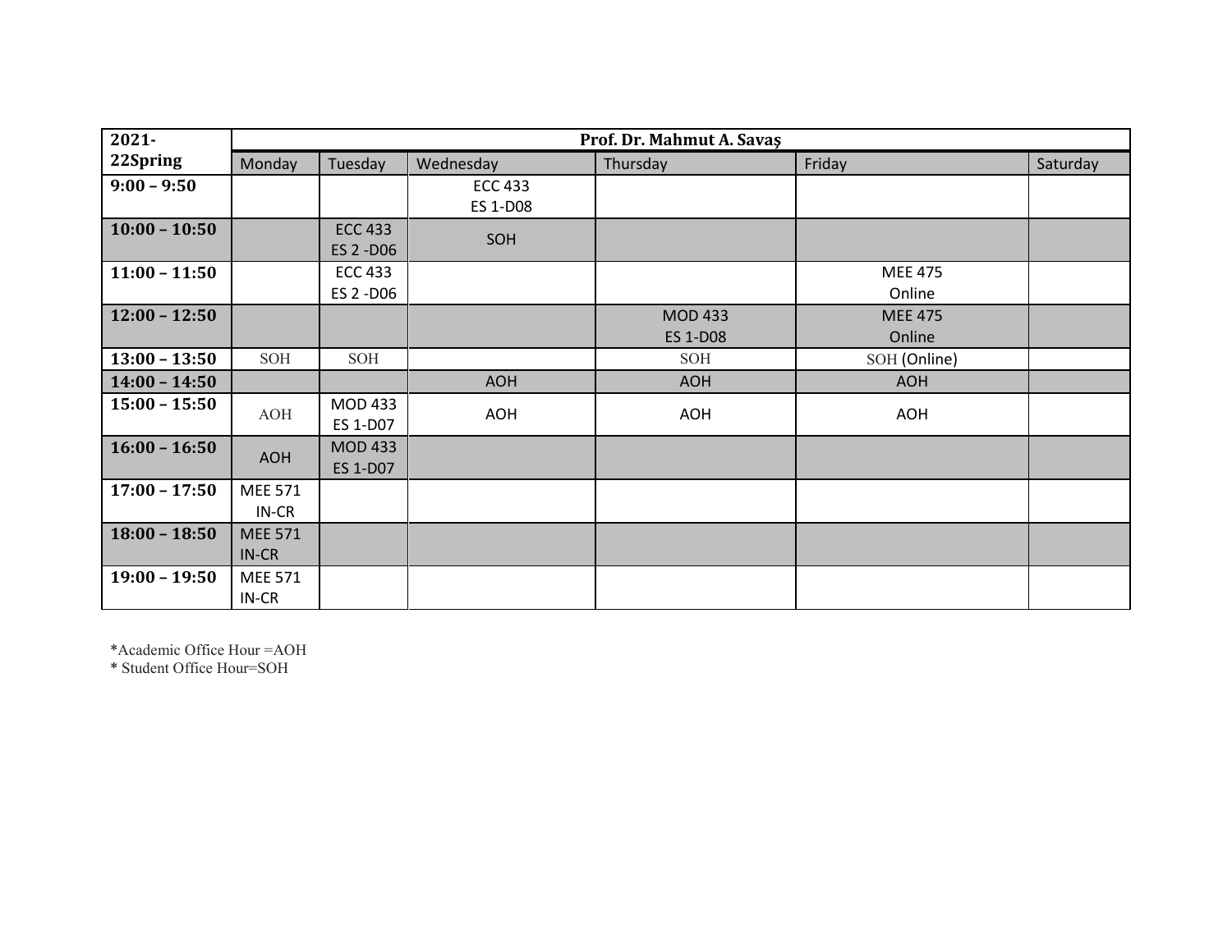| 2021-22Spring | Prof. Dr. Mahmut A. Savaş | | | | | |
|---|---|---|---|---|---|---|
| | Monday | Tuesday | Wednesday | Thursday | Friday | Saturday |
| **9:00 – 9:50** | | | ECC 433 ES 1-D08 | | | |
| **10:00 – 10:50** | | ECC 433 ES 2 -D06 | SOH | | | |
| **11:00 – 11:50** | | ECC 433 ES 2 -D06 | | | MEE 475 Online | |
| **12:00 – 12:50** | | | | MOD 433 ES 1-D08 | MEE 475 Online | |
| **13:00 – 13:50** | SOH | SOH | | SOH | SOH (Online) | |
| **14:00 – 14:50** | | | AOH | AOH | AOH | |
| **15:00 – 15:50** | AOH | MOD 433 ES 1-D07 | AOH | AOH | AOH | |
| **16:00 – 16:50** | AOH | MOD 433 ES 1-D07 | | | | |
| **17:00 – 17:50** | MEE 571 IN-CR | | | | | |
| **18:00 – 18:50** | MEE 571 IN-CR | | | | | |
| **19:00 – 19:50** | MEE 571 IN-CR | | | | | |

*Academic Office Hour =AOH
* Student Office Hour=SOH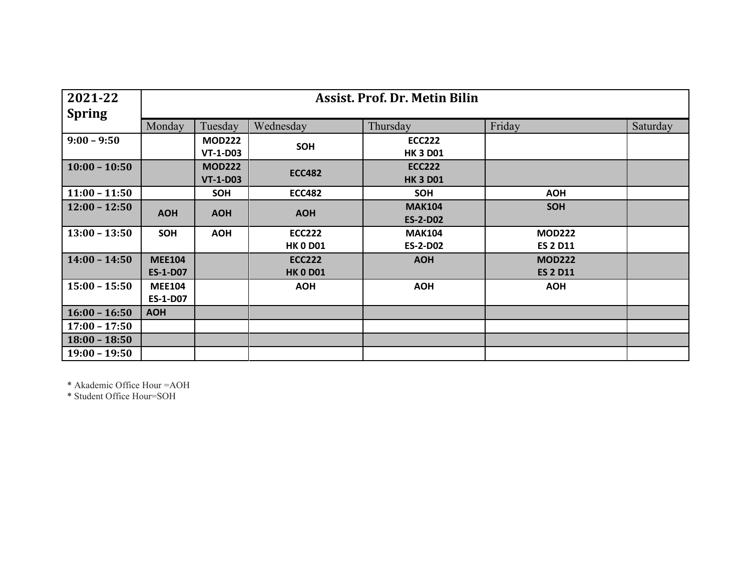| 2021-22 Spring | Assist. Prof. Dr. Metin Bilin | | | | | |
|---|---|---|---|---|---|---|
| | Monday | Tuesday | Wednesday | Thursday | Friday | Saturday |
| 9:00 – 9:50 | | MOD222 VT-1-D03 | SOH | ECC222 HK 3 D01 | | |
| 10:00 – 10:50 | | MOD222 VT-1-D03 | ECC482 | ECC222 HK 3 D01 | | |
| 11:00 – 11:50 | | SOH | ECC482 | SOH | AOH | |
| 12:00 – 12:50 | AOH | AOH | AOH | MAK104 ES-2-D02 | SOH | |
| 13:00 – 13:50 | SOH | AOH | ECC222 HK 0 D01 | MAK104 ES-2-D02 | MOD222 ES 2 D11 | |
| 14:00 – 14:50 | MEE104 ES-1-D07 | | ECC222 HK 0 D01 | AOH | MOD222 ES 2 D11 | |
| 15:00 – 15:50 | MEE104 ES-1-D07 | | AOH | AOH | AOH | |
| 16:00 – 16:50 | AOH | | | | | |
| 17:00 – 17:50 | | | | | | |
| 18:00 – 18:50 | | | | | | |
| 19:00 – 19:50 | | | | | | |

* Akademic Office Hour =AOH
* Student Office Hour=SOH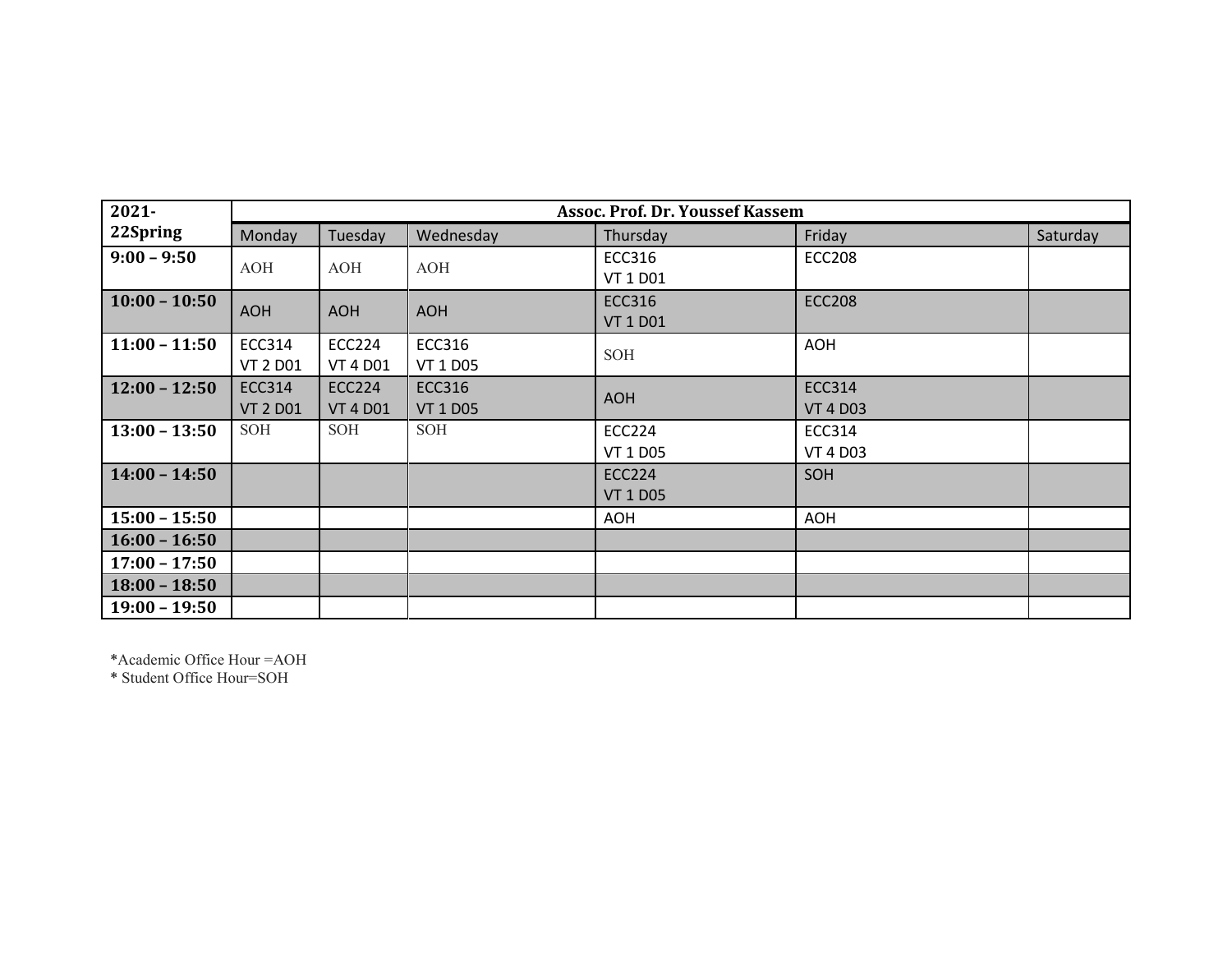| 2021-22Spring | Assoc. Prof. Dr. Youssef Kassem | | | | | |
|---|---|---|---|---|---|---|
| | Monday | Tuesday | Wednesday | Thursday | Friday | Saturday |
| **9:00 – 9:50** | AOH | AOH | AOH | ECC316 VT 1 D01 | ECC208 | |
| **10:00 – 10:50** | AOH | AOH | AOH | ECC316 VT 1 D01 | ECC208 | |
| **11:00 – 11:50** | ECC314 VT 2 D01 | ECC224 VT 4 D01 | ECC316 VT 1 D05 | SOH | AOH | |
| **12:00 – 12:50** | ECC314 VT 2 D01 | ECC224 VT 4 D01 | ECC316 VT 1 D05 | AOH | ECC314 VT 4 D03 | |
| **13:00 – 13:50** | SOH | SOH | SOH | ECC224 VT 1 D05 | ECC314 VT 4 D03 | |
| **14:00 – 14:50** | | | | ECC224 VT 1 D05 | SOH | |
| **15:00 – 15:50** | | | | AOH | AOH | |
| **16:00 – 16:50** | | | | | | |
| **17:00 – 17:50** | | | | | | |
| **18:00 – 18:50** | | | | | | |
| **19:00 – 19:50** | | | | | | |

*Academic Office Hour =AOH

* Student Office Hour=SOH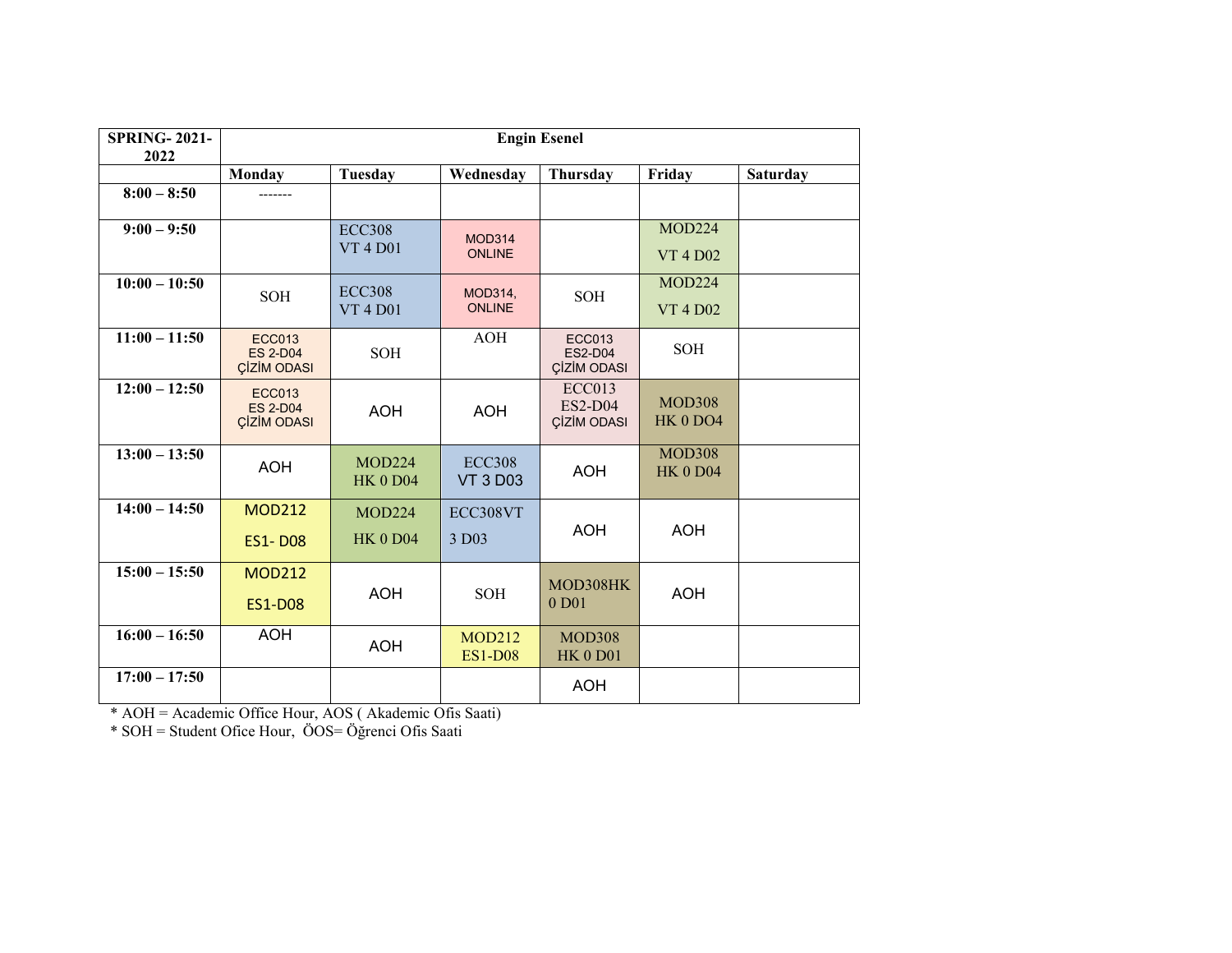| SPRING- 2021-2022 | Engin Esenel | | | | | |
|---|---|---|---|---|---|---|
| | Monday | Tuesday | Wednesday | Thursday | Friday | Saturday |
| 8:00 – 8:50 | ------- | | | | | |
| 9:00 – 9:50 | | ECC308 VT 4 D01 | MOD314 ONLINE | | MOD224 VT 4 D02 | |
| 10:00 – 10:50 | SOH | ECC308 VT 4 D01 | MOD314, ONLINE | SOH | MOD224 VT 4 D02 | |
| 11:00 – 11:50 | ECC013 ES 2-D04 ÇİZİM ODASI | SOH | AOH | ECC013 ES2-D04 ÇİZİM ODASI | SOH | |
| 12:00 – 12:50 | ECC013 ES 2-D04 ÇİZİM ODASI | AOH | AOH | ECC013 ES2-D04 ÇİZİM ODASI | MOD308 HK 0 DO4 | |
| 13:00 – 13:50 | AOH | MOD224 HK 0 D04 | ECC308 VT 3 D03 | AOH | MOD308 HK 0 D04 | |
| 14:00 – 14:50 | MOD212 ES1- D08 | MOD224 HK 0 D04 | ECC308VT 3 D03 | AOH | AOH | |
| 15:00 – 15:50 | MOD212 ES1-D08 | AOH | SOH | MOD308HK 0 D01 | AOH | |
| 16:00 – 16:50 | AOH | AOH | MOD212 ES1-D08 | MOD308 HK 0 D01 | | |
| 17:00 – 17:50 | | | | AOH | | |

* AOH = Academic Office Hour, AOS ( Akademic Ofis Saati)
* SOH = Student Ofice Hour, ÖOS= Öğrenci Ofis Saati